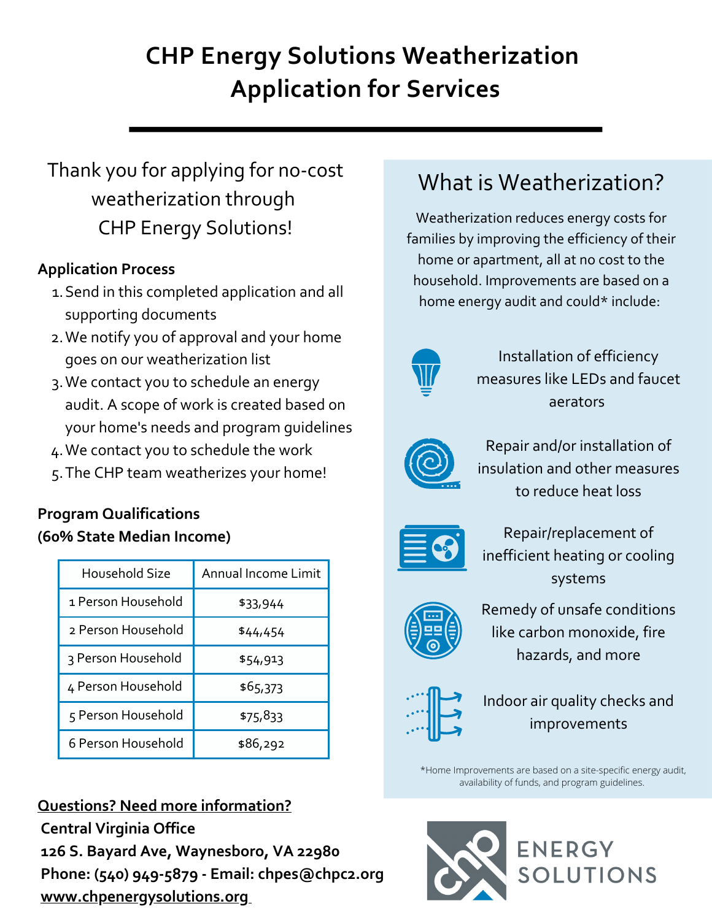# CHP Energy Solutions Weatherization Application for Services

Thank you for applying for no-cost weatherization through CHP Energy Solutions!

**Application Process**

1. Send in this completed application and all supporting documents
2. We notify you of approval and your home goes on our weatherization list
3. We contact you to schedule an energy audit. A scope of work is created based on your home's needs and program guidelines
4. We contact you to schedule the work
5. The CHP team weatherizes your home!

**Program Qualifications (60% State Median Income)**

| Household Size | Annual Income Limit |
|---|---|
| 1 Person Household | $33,944 |
| 2 Person Household | $44,454 |
| 3 Person Household | $54,913 |
| 4 Person Household | $65,373 |
| 5 Person Household | $75,833 |
| 6 Person Household | $86,292 |

## What is Weatherization?

Weatherization reduces energy costs for families by improving the efficiency of their home or apartment, all at no cost to the household. Improvements are based on a home energy audit and could* include:

- Installation of efficiency measures like LEDs and faucet aerators
- Repair and/or installation of insulation and other measures to reduce heat loss
- Repair/replacement of inefficient heating or cooling systems
- Remedy of unsafe conditions like carbon monoxide, fire hazards, and more
- Indoor air quality checks and improvements

*Home Improvements are based on a site-specific energy audit, availability of funds, and program guidelines.

**Questions? Need more information?**

**Central Virginia Office**
**126 S. Bayard Ave, Waynesboro, VA 22980**
**Phone: (540) 949-5879 - Email: chpes@chpc2.org**
**www.chpenergysolutions.org**

CHP ENERGY SOLUTIONS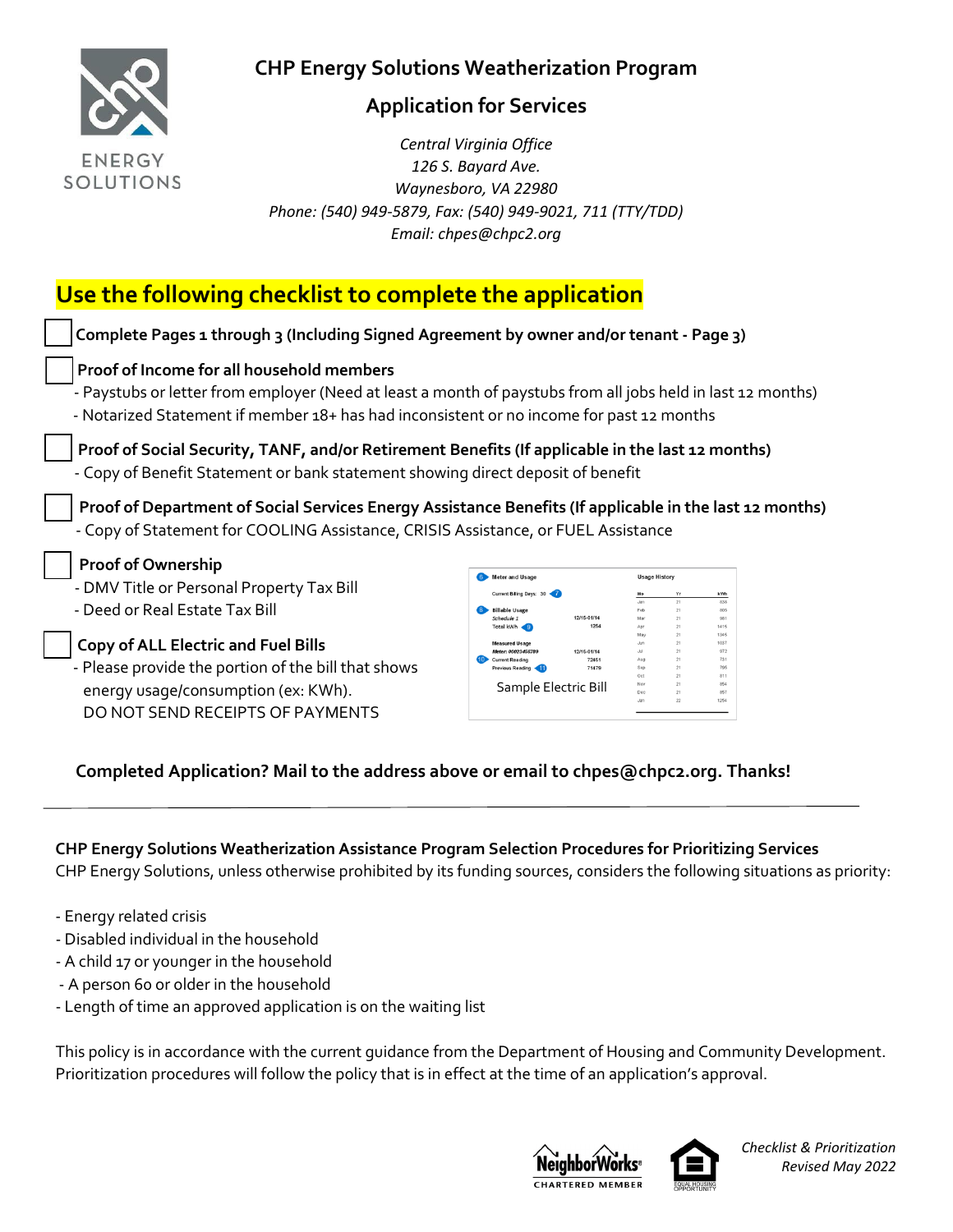# CHP Energy Solutions Weatherization Program

## Application for Services

*Central Virginia Office*
*126 S. Bayard Ave.*
*Waynesboro, VA 22980*
*Phone: (540) 949-5879, Fax: (540) 949-9021, 711 (TTY/TDD)*
*Email: chpes@chpc2.org*

## Use the following checklist to complete the application

- [ ] **Complete Pages 1 through 3 (Including Signed Agreement by owner and/or tenant - Page 3)**
- [ ] **Proof of Income for all household members**
  - Paystubs or letter from employer (Need at least a month of paystubs from all jobs held in last 12 months)
  - Notarized Statement if member 18+ has had inconsistent or no income for past 12 months
- [ ] **Proof of Social Security, TANF, and/or Retirement Benefits (If applicable in the last 12 months)**
  - Copy of Benefit Statement or bank statement showing direct deposit of benefit
- [ ] **Proof of Department of Social Services Energy Assistance Benefits (If applicable in the last 12 months)**
  - Copy of Statement for COOLING Assistance, CRISIS Assistance, or FUEL Assistance
- [ ] **Proof of Ownership**
  - DMV Title or Personal Property Tax Bill
  - Deed or Real Estate Tax Bill
- [ ] **Copy of ALL Electric and Fuel Bills**
  - Please provide the portion of the bill that shows energy usage/consumption (ex: KWh). DO NOT SEND RECEIPTS OF PAYMENTS

Sample Electric Bill

**Completed Application? Mail to the address above or email to chpes@chpc2.org. Thanks!**

---

**CHP Energy Solutions Weatherization Assistance Program Selection Procedures for Prioritizing Services**
CHP Energy Solutions, unless otherwise prohibited by its funding sources, considers the following situations as priority:

- Energy related crisis
- Disabled individual in the household
- A child 17 or younger in the household
- A person 60 or older in the household
- Length of time an approved application is on the waiting list

This policy is in accordance with the current guidance from the Department of Housing and Community Development. Prioritization procedures will follow the policy that is in effect at the time of an application's approval.

*Checklist & Prioritization*
*Revised May 2022*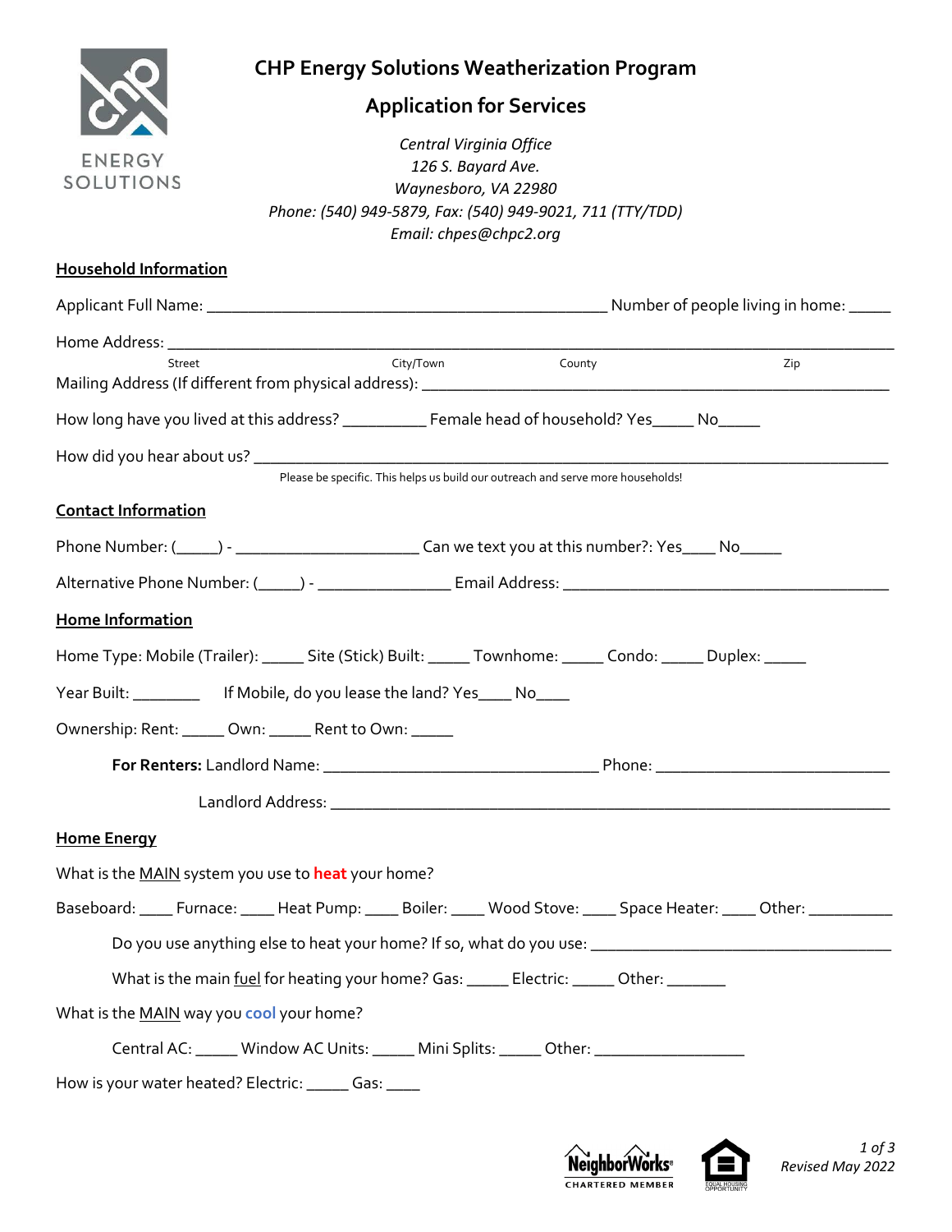ENERGY SOLUTIONS

# CHP Energy Solutions Weatherization Program

## Application for Services

*Central Virginia Office*
*126 S. Bayard Ave.*
*Waynesboro, VA 22980*
*Phone: (540) 949-5879, Fax: (540) 949-9021, 711 (TTY/TDD)*
*Email: chpes@chpc2.org*

### Household Information

Applicant Full Name: ______________________________________________ Number of people living in home: _____

Home Address: ___________________________________________________________________________________

Street City/Town County Zip

Mailing Address (If different from physical address): ____________________________________________________

How long have you lived at this address? __________ Female head of household? Yes_____ No_____

How did you hear about us? __________________________________________________________________________

Please be specific. This helps us build our outreach and serve more households!

### Contact Information

Phone Number: (_____) - ______________________ Can we text you at this number?: Yes____ No_____

Alternative Phone Number: (_____) - ________________ Email Address: _______________________________________

### Home Information

Home Type: Mobile (Trailer): _____ Site (Stick) Built: _____ Townhome: _____ Condo: _____ Duplex: _____

Year Built: ________ If Mobile, do you lease the land? Yes____ No____

Ownership: Rent: _____ Own: _____ Rent to Own: _____

**For Renters:** Landlord Name: _________________________________ Phone: ____________________________

Landlord Address: _________________________________________________________________

### Home Energy

What is the MAIN system you use to **heat** your home?

Baseboard: ____ Furnace: ____ Heat Pump: ____ Boiler: ____ Wood Stove: ____ Space Heater: ____ Other: __________

Do you use anything else to heat your home? If so, what do you use: ___________________________________

What is the main fuel for heating your home? Gas: _____ Electric: _____ Other: _______

What is the MAIN way you **cool** your home?

Central AC: _____ Window AC Units: _____ Mini Splits: _____ Other: __________________

How is your water heated? Electric: _____ Gas: ____

NeighborWorks CHARTERED MEMBER

Revised May 2022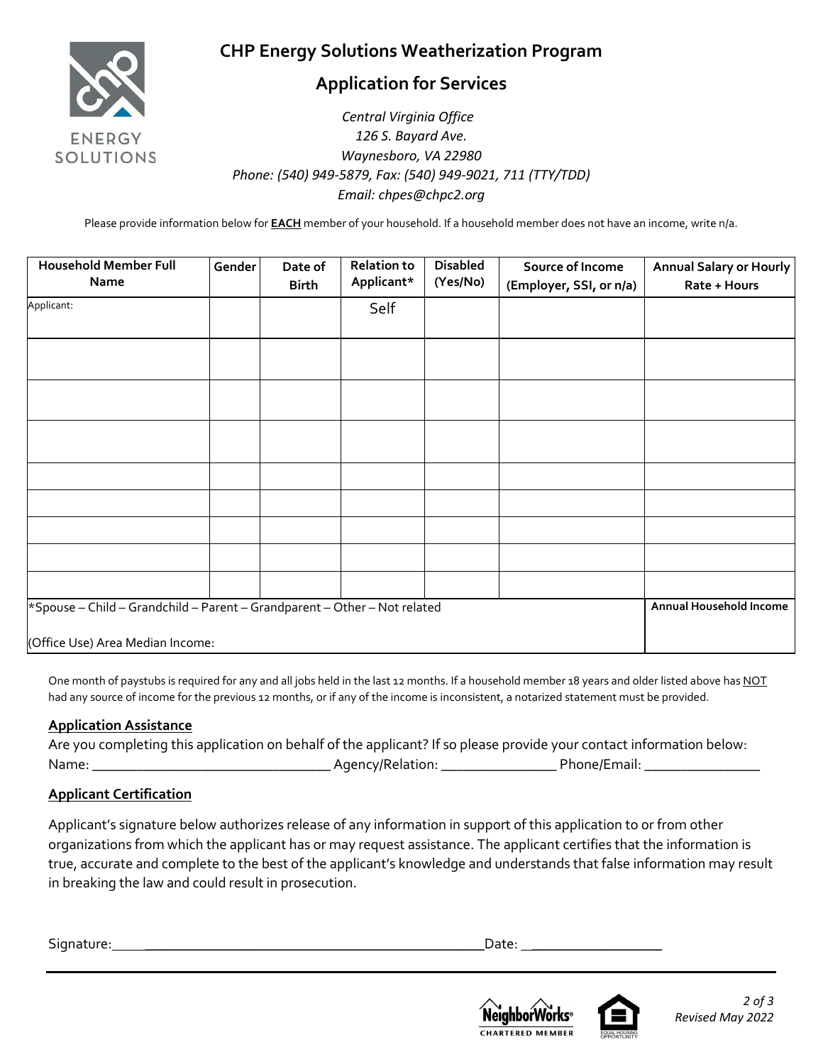# CHP Energy Solutions Weatherization Program

## Application for Services

*Central Virginia Office*
*126 S. Bayard Ave.*
*Waynesboro, VA 22980*
*Phone: (540) 949-5879, Fax: (540) 949-9021, 711 (TTY/TDD)*
*Email: chpes@chpc2.org*

Please provide information below for **EACH** member of your household. If a household member does not have an income, write n/a.

| Household Member Full Name | Gender | Date of Birth | Relation to Applicant* | Disabled (Yes/No) | Source of Income (Employer, SSI, or n/a) | Annual Salary or Hourly Rate + Hours |
|---|---|---|---|---|---|---|
| Applicant: | | | Self | | | |
| | | | | | | |
| | | | | | | |
| | | | | | | |
| | | | | | | |
| | | | | | | |
| | | | | | | |
| | | | | | | |
| | | | | | | |
| *Spouse – Child – Grandchild – Parent – Grandparent – Other – Not related<br><br>(Office Use) Area Median Income: | | | | | | **Annual Household Income** |

One month of paystubs is required for any and all jobs held in the last 12 months. If a household member 18 years and older listed above has NOT had any source of income for the previous 12 months, or if any of the income is inconsistent, a notarized statement must be provided.

### Application Assistance

Are you completing this application on behalf of the applicant? If so please provide your contact information below:
Name: ________________________________ Agency/Relation: _______________ Phone/Email: _______________

### Applicant Certification

Applicant's signature below authorizes release of any information in support of this application to or from other organizations from which the applicant has or may request assistance. The applicant certifies that the information is true, accurate and complete to the best of the applicant's knowledge and understands that false information may result in breaking the law and could result in prosecution.

Signature: _______________________________________________ Date: __________________

*Revised May 2022*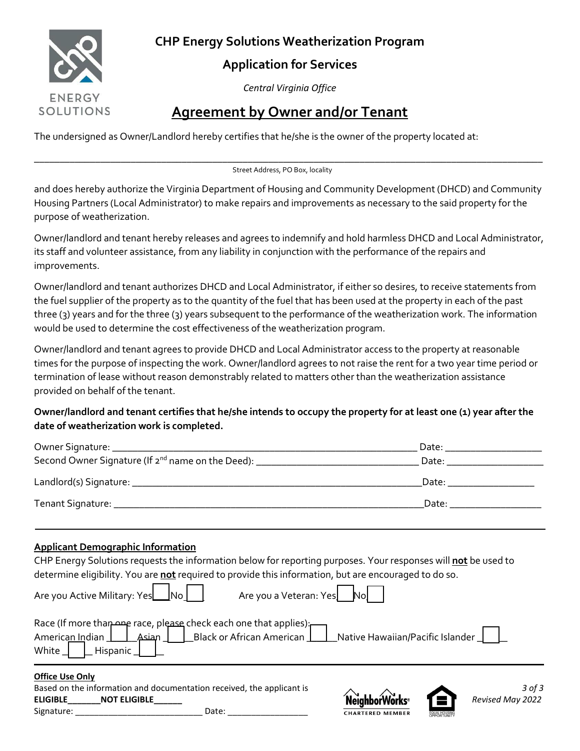# CHP Energy Solutions Weatherization Program

## Application for Services

*Central Virginia Office*

## Agreement by Owner and/or Tenant

The undersigned as Owner/Landlord hereby certifies that he/she is the owner of the property located at:

_____________________________________________________________________________________________
Street Address, PO Box, locality

and does hereby authorize the Virginia Department of Housing and Community Development (DHCD) and Community Housing Partners (Local Administrator) to make repairs and improvements as necessary to the said property for the purpose of weatherization.

Owner/landlord and tenant hereby releases and agrees to indemnify and hold harmless DHCD and Local Administrator, its staff and volunteer assistance, from any liability in conjunction with the performance of the repairs and improvements.

Owner/landlord and tenant authorizes DHCD and Local Administrator, if either so desires, to receive statements from the fuel supplier of the property as to the quantity of the fuel that has been used at the property in each of the past three (3) years and for the three (3) years subsequent to the performance of the weatherization work. The information would be used to determine the cost effectiveness of the weatherization program.

Owner/landlord and tenant agrees to provide DHCD and Local Administrator access to the property at reasonable times for the purpose of inspecting the work. Owner/landlord agrees to not raise the rent for a two year time period or termination of lease without reason demonstrably related to matters other than the weatherization assistance provided on behalf of the tenant.

**Owner/landlord and tenant certifies that he/she intends to occupy the property for at least one (1) year after the date of weatherization work is completed.**

Owner Signature: ____________________________________________________________ Date: ___________________

Second Owner Signature (If 2nd name on the Deed): ________________________________ Date: ___________________

Landlord(s) Signature: _________________________________________________________Date: _________________

Tenant Signature: _____________________________________________________________Date: __________________

---

**Applicant Demographic Information**

CHP Energy Solutions requests the information below for reporting purposes. Your responses will **not** be used to determine eligibility. You are **not** required to provide this information, but are encouraged to do so.

Are you Active Military: Yes ☐ No ☐ Are you a Veteran: Yes ☐ No ☐

Race (If more than one race, please check each one that applies):

American Indian ☐ Asian ☐ Black or African American ☐ Native Hawaiian/Pacific Islander ☐

White ☐ Hispanic ☐

---

**Office Use Only**

Based on the information and documentation received, the applicant is

**ELIGIBLE_______NOT ELIGIBLE______**

Signature: ___________________________ Date: _________________

*Revised May 2022*